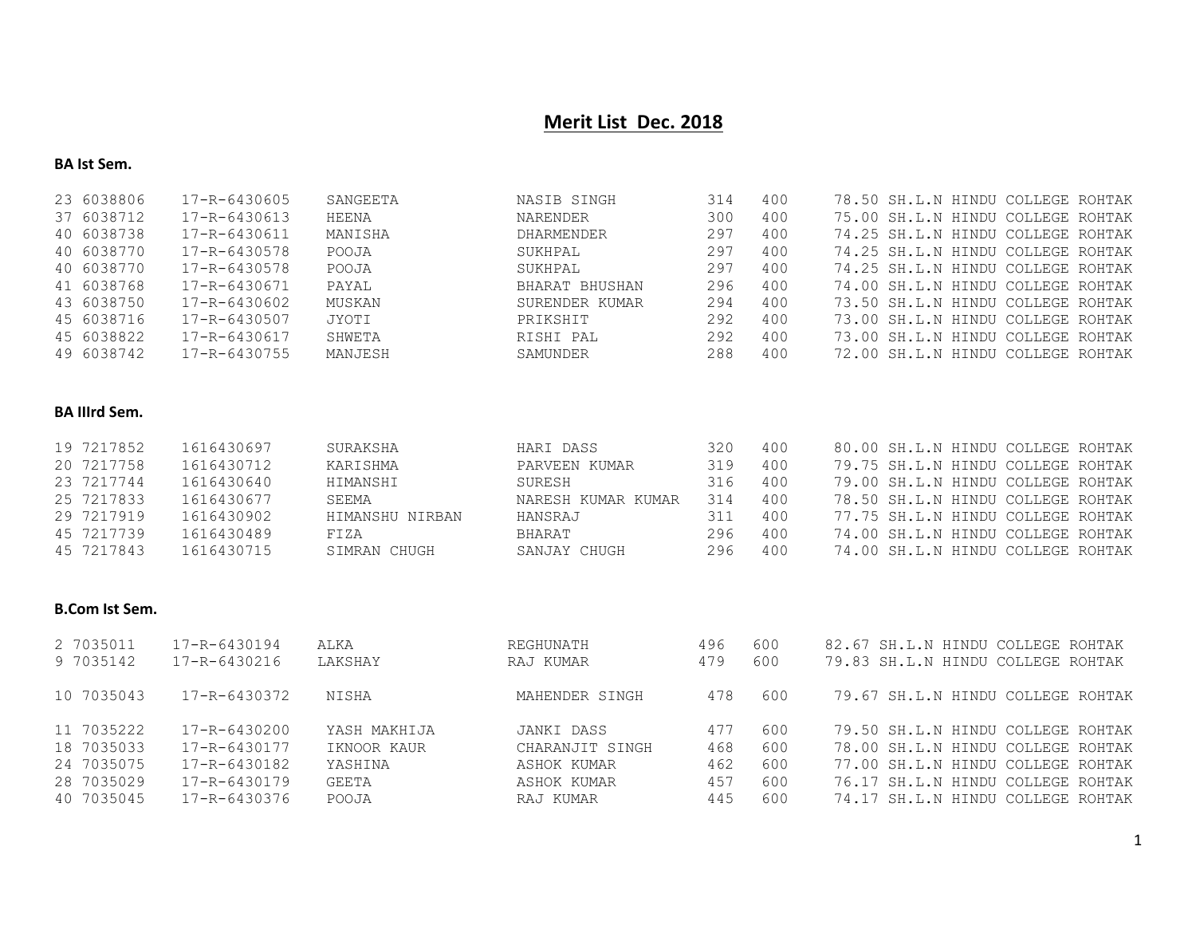# Merit List Dec. 2018

**BA Ist Sem.**

| | | | | | | | |
|---|---|---|---|---|---|---|---|
| 23 6038806 | 17-R-6430605 | SANGEETA | NASIB SINGH | 314 | 400 | 78.50 | SH.L.N HINDU COLLEGE ROHTAK |
| 37 6038712 | 17-R-6430613 | HEENA | NARENDER | 300 | 400 | 75.00 | SH.L.N HINDU COLLEGE ROHTAK |
| 40 6038738 | 17-R-6430611 | MANISHA | DHARMENDER | 297 | 400 | 74.25 | SH.L.N HINDU COLLEGE ROHTAK |
| 40 6038770 | 17-R-6430578 | POOJA | SUKHPAL | 297 | 400 | 74.25 | SH.L.N HINDU COLLEGE ROHTAK |
| 40 6038770 | 17-R-6430578 | POOJA | SUKHPAL | 297 | 400 | 74.25 | SH.L.N HINDU COLLEGE ROHTAK |
| 41 6038768 | 17-R-6430671 | PAYAL | BHARAT BHUSHAN | 296 | 400 | 74.00 | SH.L.N HINDU COLLEGE ROHTAK |
| 43 6038750 | 17-R-6430602 | MUSKAN | SURENDER KUMAR | 294 | 400 | 73.50 | SH.L.N HINDU COLLEGE ROHTAK |
| 45 6038716 | 17-R-6430507 | JYOTI | PRIKSHIT | 292 | 400 | 73.00 | SH.L.N HINDU COLLEGE ROHTAK |
| 45 6038822 | 17-R-6430617 | SHWETA | RISHI PAL | 292 | 400 | 73.00 | SH.L.N HINDU COLLEGE ROHTAK |
| 49 6038742 | 17-R-6430755 | MANJESH | SAMUNDER | 288 | 400 | 72.00 | SH.L.N HINDU COLLEGE ROHTAK |

**BA IIIrd Sem.**

| | | | | | | | |
|---|---|---|---|---|---|---|---|
| 19 7217852 | 1616430697 | SURAKSHA | HARI DASS | 320 | 400 | 80.00 | SH.L.N HINDU COLLEGE ROHTAK |
| 20 7217758 | 1616430712 | KARISHMA | PARVEEN KUMAR | 319 | 400 | 79.75 | SH.L.N HINDU COLLEGE ROHTAK |
| 23 7217744 | 1616430640 | HIMANSHI | SURESH | 316 | 400 | 79.00 | SH.L.N HINDU COLLEGE ROHTAK |
| 25 7217833 | 1616430677 | SEEMA | NARESH KUMAR KUMAR | 314 | 400 | 78.50 | SH.L.N HINDU COLLEGE ROHTAK |
| 29 7217919 | 1616430902 | HIMANSHU NIRBAN | HANSRAJ | 311 | 400 | 77.75 | SH.L.N HINDU COLLEGE ROHTAK |
| 45 7217739 | 1616430489 | FIZA | BHARAT | 296 | 400 | 74.00 | SH.L.N HINDU COLLEGE ROHTAK |
| 45 7217843 | 1616430715 | SIMRAN CHUGH | SANJAY CHUGH | 296 | 400 | 74.00 | SH.L.N HINDU COLLEGE ROHTAK |

**B.Com Ist Sem.**

| | | | | | | | |
|---|---|---|---|---|---|---|---|
| 2 7035011 | 17-R-6430194 | ALKA | REGHUNATH | 496 | 600 | 82.67 | SH.L.N HINDU COLLEGE ROHTAK |
| 9 7035142 | 17-R-6430216 | LAKSHAY | RAJ KUMAR | 479 | 600 | 79.83 | SH.L.N HINDU COLLEGE ROHTAK |
| 10 7035043 | 17-R-6430372 | NISHA | MAHENDER SINGH | 478 | 600 | 79.67 | SH.L.N HINDU COLLEGE ROHTAK |
| 11 7035222 | 17-R-6430200 | YASH MAKHIJA | JANKI DASS | 477 | 600 | 79.50 | SH.L.N HINDU COLLEGE ROHTAK |
| 18 7035033 | 17-R-6430177 | IKNOOR KAUR | CHARANJIT SINGH | 468 | 600 | 78.00 | SH.L.N HINDU COLLEGE ROHTAK |
| 24 7035075 | 17-R-6430182 | YASHINA | ASHOK KUMAR | 462 | 600 | 77.00 | SH.L.N HINDU COLLEGE ROHTAK |
| 28 7035029 | 17-R-6430179 | GEETA | ASHOK KUMAR | 457 | 600 | 76.17 | SH.L.N HINDU COLLEGE ROHTAK |
| 40 7035045 | 17-R-6430376 | POOJA | RAJ KUMAR | 445 | 600 | 74.17 | SH.L.N HINDU COLLEGE ROHTAK |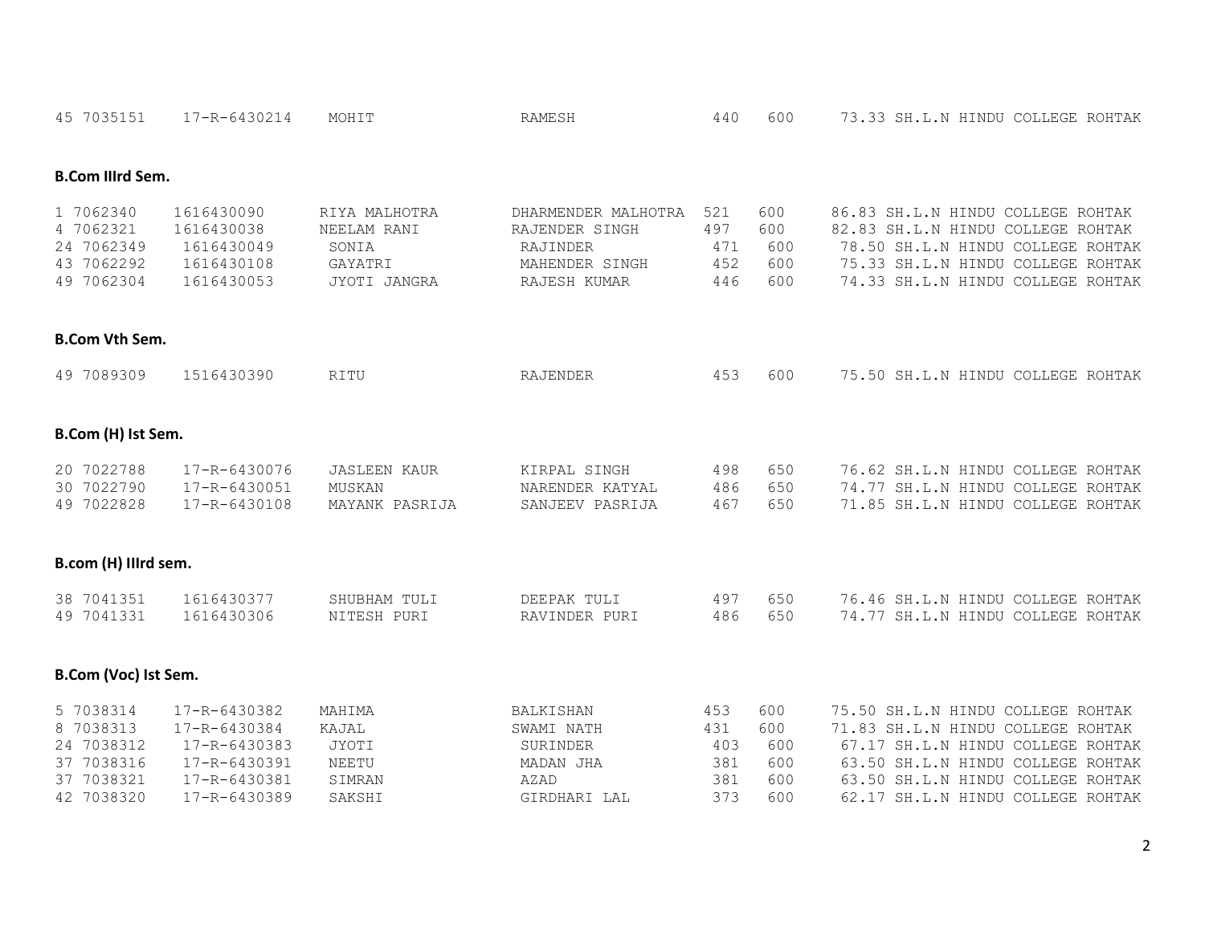| | | | | | | | | |
|---|---|---|---|---|---|---|---|---|
| 45 | 7035151 | 17-R-6430214 | MOHIT | RAMESH | 440 | 600 | 73.33 | SH.L.N HINDU COLLEGE ROHTAK |

**B.Com IIIrd Sem.**

| | | | | | | | | |
|---|---|---|---|---|---|---|---|---|
| 1 | 7062340 | 1616430090 | RIYA MALHOTRA | DHARMENDER MALHOTRA | 521 | 600 | 86.83 | SH.L.N HINDU COLLEGE ROHTAK |
| 4 | 7062321 | 1616430038 | NEELAM RANI | RAJENDER SINGH | 497 | 600 | 82.83 | SH.L.N HINDU COLLEGE ROHTAK |
| 24 | 7062349 | 1616430049 | SONIA | RAJINDER | 471 | 600 | 78.50 | SH.L.N HINDU COLLEGE ROHTAK |
| 43 | 7062292 | 1616430108 | GAYATRI | MAHENDER SINGH | 452 | 600 | 75.33 | SH.L.N HINDU COLLEGE ROHTAK |
| 49 | 7062304 | 1616430053 | JYOTI JANGRA | RAJESH KUMAR | 446 | 600 | 74.33 | SH.L.N HINDU COLLEGE ROHTAK |

**B.Com Vth Sem.**

| | | | | | | | | |
|---|---|---|---|---|---|---|---|---|
| 49 | 7089309 | 1516430390 | RITU | RAJENDER | 453 | 600 | 75.50 | SH.L.N HINDU COLLEGE ROHTAK |

**B.Com (H) Ist Sem.**

| | | | | | | | | |
|---|---|---|---|---|---|---|---|---|
| 20 | 7022788 | 17-R-6430076 | JASLEEN KAUR | KIRPAL SINGH | 498 | 650 | 76.62 | SH.L.N HINDU COLLEGE ROHTAK |
| 30 | 7022790 | 17-R-6430051 | MUSKAN | NARENDER KATYAL | 486 | 650 | 74.77 | SH.L.N HINDU COLLEGE ROHTAK |
| 49 | 7022828 | 17-R-6430108 | MAYANK PASRIJA | SANJEEV PASRIJA | 467 | 650 | 71.85 | SH.L.N HINDU COLLEGE ROHTAK |

**B.com (H) IIIrd sem.**

| | | | | | | | | |
|---|---|---|---|---|---|---|---|---|
| 38 | 7041351 | 1616430377 | SHUBHAM TULI | DEEPAK TULI | 497 | 650 | 76.46 | SH.L.N HINDU COLLEGE ROHTAK |
| 49 | 7041331 | 1616430306 | NITESH PURI | RAVINDER PURI | 486 | 650 | 74.77 | SH.L.N HINDU COLLEGE ROHTAK |

**B.Com (Voc) Ist Sem.**

| | | | | | | | | |
|---|---|---|---|---|---|---|---|---|
| 5 | 7038314 | 17-R-6430382 | MAHIMA | BALKISHAN | 453 | 600 | 75.50 | SH.L.N HINDU COLLEGE ROHTAK |
| 8 | 7038313 | 17-R-6430384 | KAJAL | SWAMI NATH | 431 | 600 | 71.83 | SH.L.N HINDU COLLEGE ROHTAK |
| 24 | 7038312 | 17-R-6430383 | JYOTI | SURINDER | 403 | 600 | 67.17 | SH.L.N HINDU COLLEGE ROHTAK |
| 37 | 7038316 | 17-R-6430391 | NEETU | MADAN JHA | 381 | 600 | 63.50 | SH.L.N HINDU COLLEGE ROHTAK |
| 37 | 7038321 | 17-R-6430381 | SIMRAN | AZAD | 381 | 600 | 63.50 | SH.L.N HINDU COLLEGE ROHTAK |
| 42 | 7038320 | 17-R-6430389 | SAKSHI | GIRDHARI LAL | 373 | 600 | 62.17 | SH.L.N HINDU COLLEGE ROHTAK |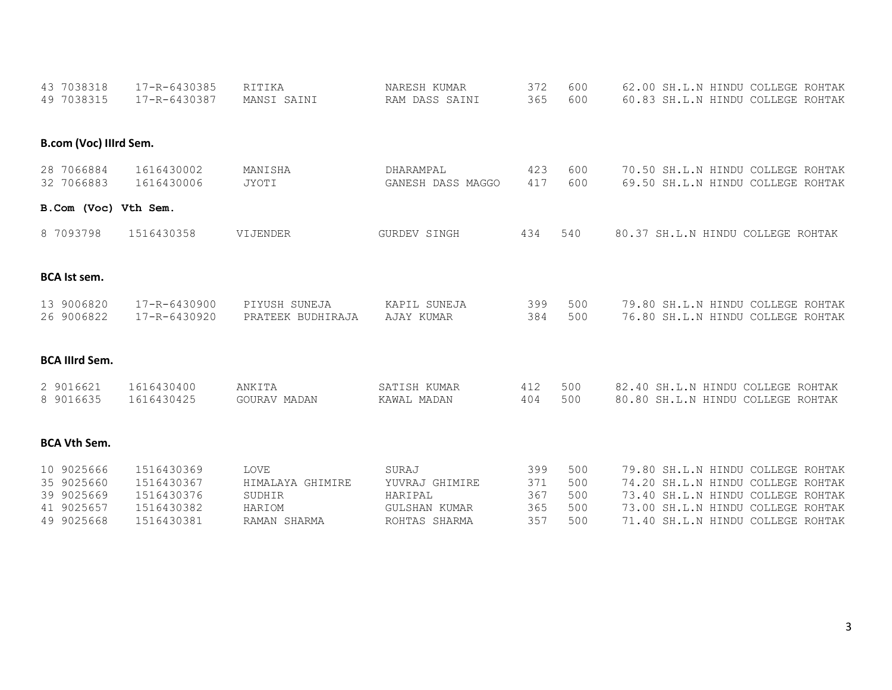| | | | | | | | |
|---|---|---|---|---|---|---|---|
| 43 | 7038318 | 17-R-6430385 | RITIKA | NARESH KUMAR | 372 | 600 | 62.00 SH.L.N HINDU COLLEGE ROHTAK |
| 49 | 7038315 | 17-R-6430387 | MANSI SAINI | RAM DASS SAINI | 365 | 600 | 60.83 SH.L.N HINDU COLLEGE ROHTAK |

**B.com (Voc) IIIrd Sem.**

| | | | | | | | |
|---|---|---|---|---|---|---|---|
| 28 | 7066884 | 1616430002 | MANISHA | DHARAMPAL | 423 | 600 | 70.50 SH.L.N HINDU COLLEGE ROHTAK |
| 32 | 7066883 | 1616430006 | JYOTI | GANESH DASS MAGGO | 417 | 600 | 69.50 SH.L.N HINDU COLLEGE ROHTAK |

**B.Com (Voc) Vth Sem.**

| | | | | | | | |
|---|---|---|---|---|---|---|---|
| 8 | 7093798 | 1516430358 | VIJENDER | GURDEV SINGH | 434 | 540 | 80.37 SH.L.N HINDU COLLEGE ROHTAK |

**BCA Ist sem.**

| | | | | | | | |
|---|---|---|---|---|---|---|---|
| 13 | 9006820 | 17-R-6430900 | PIYUSH SUNEJA | KAPIL SUNEJA | 399 | 500 | 79.80 SH.L.N HINDU COLLEGE ROHTAK |
| 26 | 9006822 | 17-R-6430920 | PRATEEK BUDHIRAJA | AJAY KUMAR | 384 | 500 | 76.80 SH.L.N HINDU COLLEGE ROHTAK |

**BCA IIIrd Sem.**

| | | | | | | | |
|---|---|---|---|---|---|---|---|
| 2 | 9016621 | 1616430400 | ANKITA | SATISH KUMAR | 412 | 500 | 82.40 SH.L.N HINDU COLLEGE ROHTAK |
| 8 | 9016635 | 1616430425 | GOURAV MADAN | KAWAL MADAN | 404 | 500 | 80.80 SH.L.N HINDU COLLEGE ROHTAK |

**BCA Vth Sem.**

| | | | | | | | |
|---|---|---|---|---|---|---|---|
| 10 | 9025666 | 1516430369 | LOVE | SURAJ | 399 | 500 | 79.80 SH.L.N HINDU COLLEGE ROHTAK |
| 35 | 9025660 | 1516430367 | HIMALAYA GHIMIRE | YUVRAJ GHIMIRE | 371 | 500 | 74.20 SH.L.N HINDU COLLEGE ROHTAK |
| 39 | 9025669 | 1516430376 | SUDHIR | HARIPAL | 367 | 500 | 73.40 SH.L.N HINDU COLLEGE ROHTAK |
| 41 | 9025657 | 1516430382 | HARIOM | GULSHAN KUMAR | 365 | 500 | 73.00 SH.L.N HINDU COLLEGE ROHTAK |
| 49 | 9025668 | 1516430381 | RAMAN SHARMA | ROHTAS SHARMA | 357 | 500 | 71.40 SH.L.N HINDU COLLEGE ROHTAK |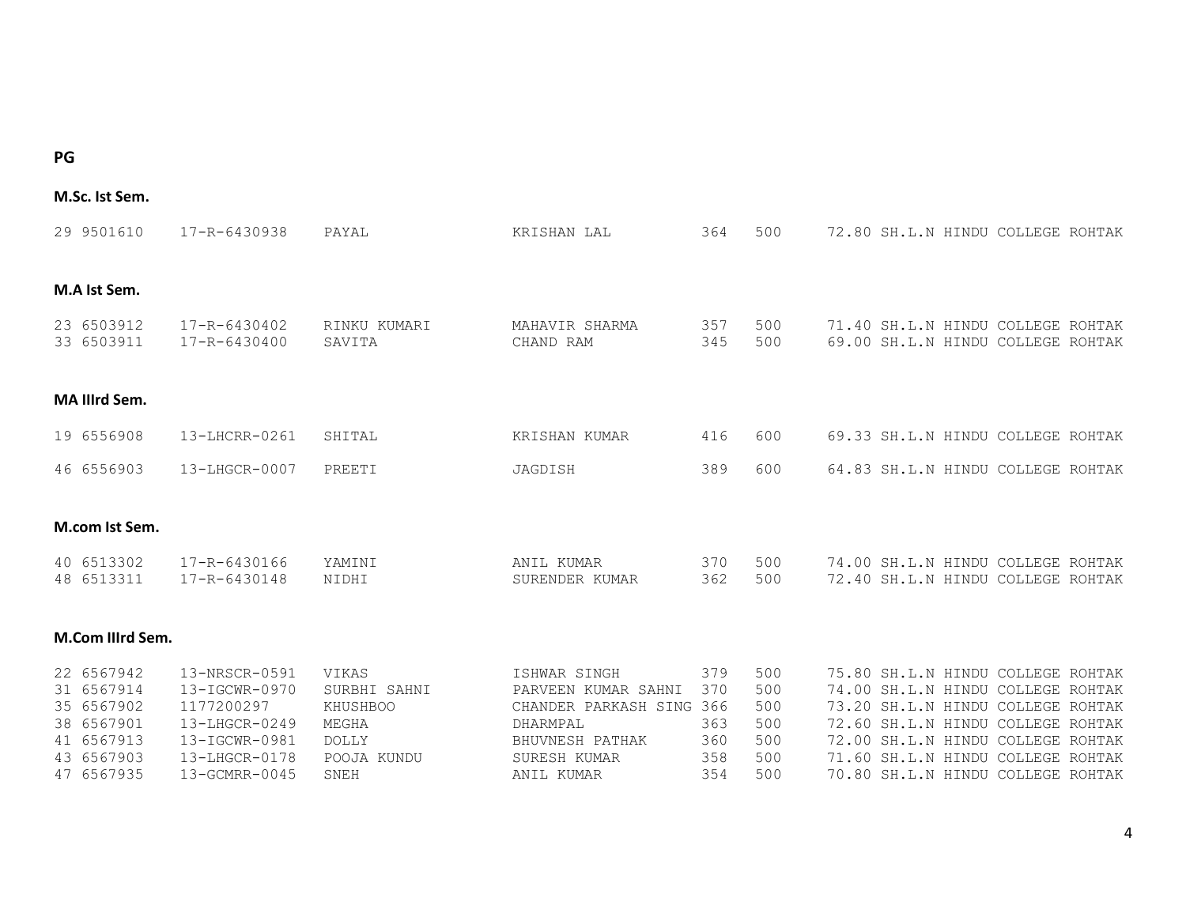## PG

### M.Sc. Ist Sem.

| | | | | | | | |
|---|---|---|---|---|---|---|---|
| 29 | 9501610 | 17-R-6430938 | PAYAL | KRISHAN LAL | 364 | 500 | 72.80 SH.L.N HINDU COLLEGE ROHTAK |

### M.A Ist Sem.

| | | | | | | | |
|---|---|---|---|---|---|---|---|
| 23 | 6503912 | 17-R-6430402 | RINKU KUMARI | MAHAVIR SHARMA | 357 | 500 | 71.40 SH.L.N HINDU COLLEGE ROHTAK |
| 33 | 6503911 | 17-R-6430400 | SAVITA | CHAND RAM | 345 | 500 | 69.00 SH.L.N HINDU COLLEGE ROHTAK |

### MA IIIrd Sem.

| | | | | | | | |
|---|---|---|---|---|---|---|---|
| 19 | 6556908 | 13-LHCRR-0261 | SHITAL | KRISHAN KUMAR | 416 | 600 | 69.33 SH.L.N HINDU COLLEGE ROHTAK |
| 46 | 6556903 | 13-LHGCR-0007 | PREETI | JAGDISH | 389 | 600 | 64.83 SH.L.N HINDU COLLEGE ROHTAK |

### M.com Ist Sem.

| | | | | | | | |
|---|---|---|---|---|---|---|---|
| 40 | 6513302 | 17-R-6430166 | YAMINI | ANIL KUMAR | 370 | 500 | 74.00 SH.L.N HINDU COLLEGE ROHTAK |
| 48 | 6513311 | 17-R-6430148 | NIDHI | SURENDER KUMAR | 362 | 500 | 72.40 SH.L.N HINDU COLLEGE ROHTAK |

### M.Com IIIrd Sem.

| | | | | | | | |
|---|---|---|---|---|---|---|---|
| 22 | 6567942 | 13-NRSCR-0591 | VIKAS | ISHWAR SINGH | 379 | 500 | 75.80 SH.L.N HINDU COLLEGE ROHTAK |
| 31 | 6567914 | 13-IGCWR-0970 | SURBHI SAHNI | PARVEEN KUMAR SAHNI | 370 | 500 | 74.00 SH.L.N HINDU COLLEGE ROHTAK |
| 35 | 6567902 | 1177200297 | KHUSHBOO | CHANDER PARKASH SING | 366 | 500 | 73.20 SH.L.N HINDU COLLEGE ROHTAK |
| 38 | 6567901 | 13-LHGCR-0249 | MEGHA | DHARMPAL | 363 | 500 | 72.60 SH.L.N HINDU COLLEGE ROHTAK |
| 41 | 6567913 | 13-IGCWR-0981 | DOLLY | BHUVNESH PATHAK | 360 | 500 | 72.00 SH.L.N HINDU COLLEGE ROHTAK |
| 43 | 6567903 | 13-LHGCR-0178 | POOJA KUNDU | SURESH KUMAR | 358 | 500 | 71.60 SH.L.N HINDU COLLEGE ROHTAK |
| 47 | 6567935 | 13-GCMRR-0045 | SNEH | ANIL KUMAR | 354 | 500 | 70.80 SH.L.N HINDU COLLEGE ROHTAK |